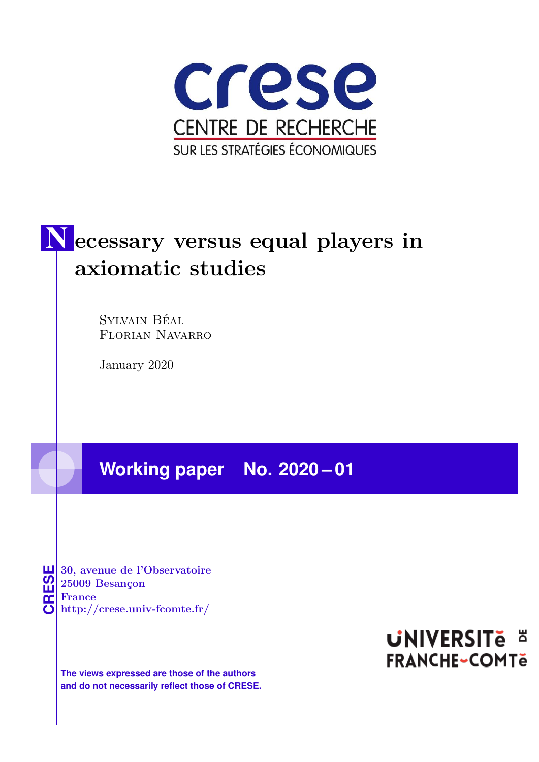crese

CENTRE DE RECHERCHE

SUR LES STRATÉGIES ÉCONOMIQUES

# Necessary versus equal players in axiomatic studies

Sylvain Béal
Florian Navarro

January 2020

## Working paper No. 2020 – 01

CRESE
30, avenue de l'Observatoire
25009 Besançon
France
http://crese.univ-fcomte.fr/

**The views expressed are those of the authors and do not necessarily reflect those of CRESE.**

UNIVERSITÉ DE FRANCHE-COMTÉ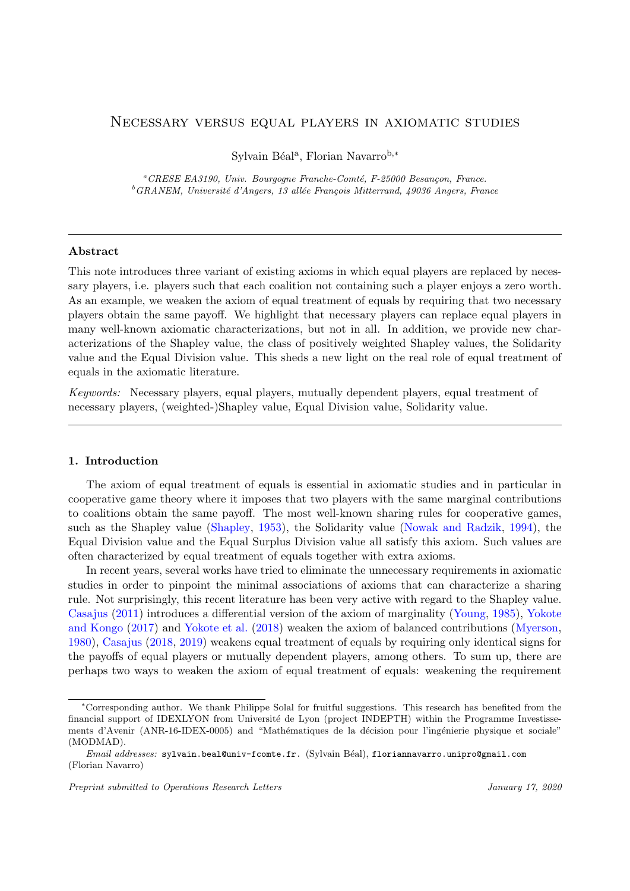# Necessary versus equal players in axiomatic studies

Sylvain Béal[a], Florian Navarro[b,*]

[a] *CRESE EA3190, Univ. Bourgogne Franche-Comté, F-25000 Besançon, France.*
[b] *GRANEM, Université d'Angers, 13 allée François Mitterrand, 49036 Angers, France*

---

## Abstract

This note introduces three variant of existing axioms in which equal players are replaced by necessary players, i.e. players such that each coalition not containing such a player enjoys a zero worth. As an example, we weaken the axiom of equal treatment of equals by requiring that two necessary players obtain the same payoff. We highlight that necessary players can replace equal players in many well-known axiomatic characterizations, but not in all. In addition, we provide new characterizations of the Shapley value, the class of positively weighted Shapley values, the Solidarity value and the Equal Division value. This sheds a new light on the real role of equal treatment of equals in the axiomatic literature.

*Keywords:* Necessary players, equal players, mutually dependent players, equal treatment of necessary players, (weighted-)Shapley value, Equal Division value, Solidarity value.

---

## 1. Introduction

The axiom of equal treatment of equals is essential in axiomatic studies and in particular in cooperative game theory where it imposes that two players with the same marginal contributions to coalitions obtain the same payoff. The most well-known sharing rules for cooperative games, such as the Shapley value (Shapley, 1953), the Solidarity value (Nowak and Radzik, 1994), the Equal Division value and the Equal Surplus Division value all satisfy this axiom. Such values are often characterized by equal treatment of equals together with extra axioms.

In recent years, several works have tried to eliminate the unnecessary requirements in axiomatic studies in order to pinpoint the minimal associations of axioms that can characterize a sharing rule. Not surprisingly, this recent literature has been very active with regard to the Shapley value. Casajus (2011) introduces a differential version of the axiom of marginality (Young, 1985), Yokote and Kongo (2017) and Yokote et al. (2018) weaken the axiom of balanced contributions (Myerson, 1980), Casajus (2018, 2019) weakens equal treatment of equals by requiring only identical signs for the payoffs of equal players or mutually dependent players, among others. To sum up, there are perhaps two ways to weaken the axiom of equal treatment of equals: weakening the requirement

---

[*] Corresponding author. We thank Philippe Solal for fruitful suggestions. This research has benefited from the financial support of IDEXLYON from Université de Lyon (project INDEPTH) within the Programme Investissements d'Avenir (ANR-16-IDEX-0005) and "Mathématiques de la décision pour l'ingénierie physique et sociale" (MODMAD).

*Email addresses:* sylvain.beal@univ-fcomte.fr. (Sylvain Béal), floriannavarro.unipro@gmail.com (Florian Navarro)

*Preprint submitted to Operations Research Letters* *January 17, 2020*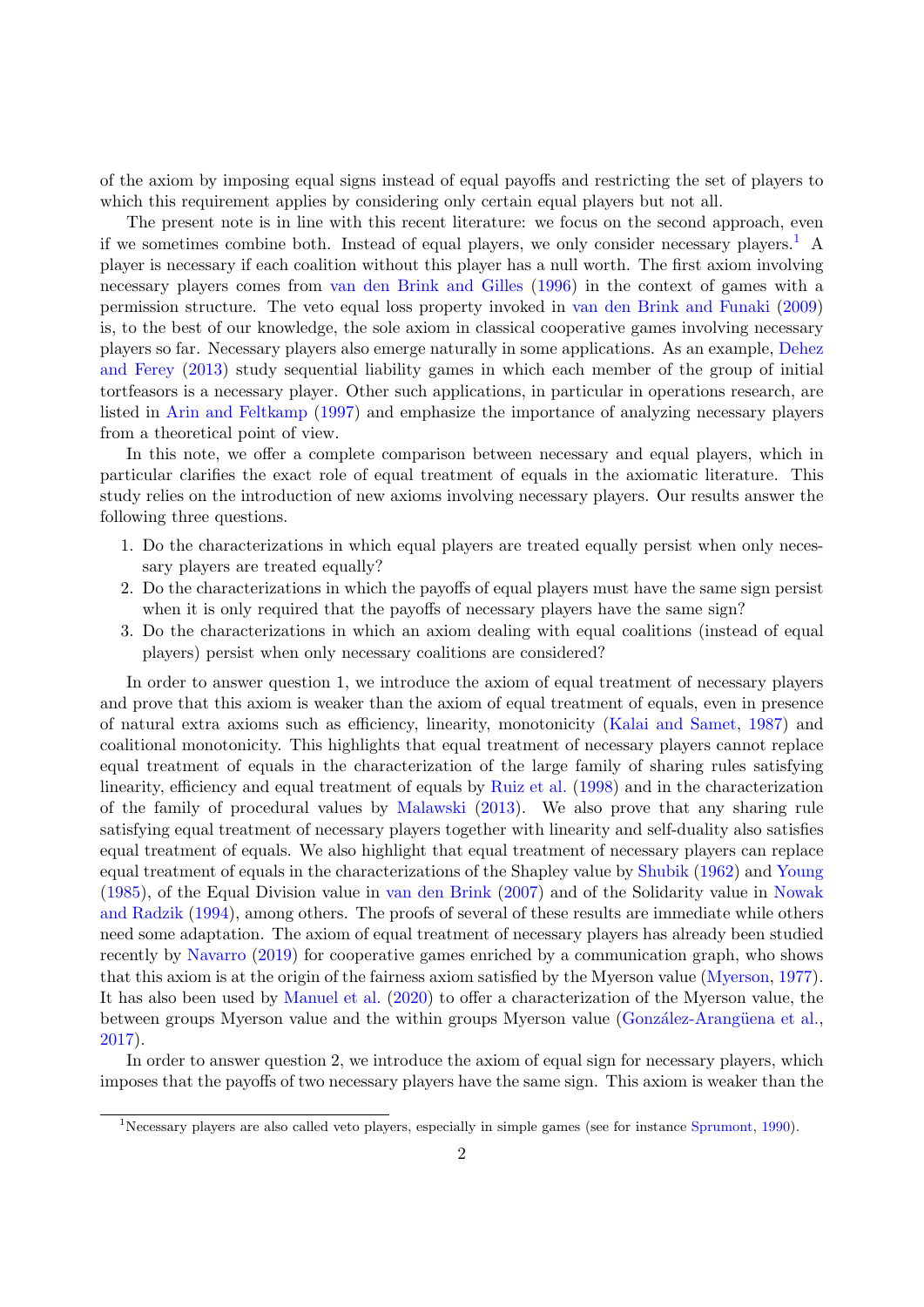of the axiom by imposing equal signs instead of equal payoffs and restricting the set of players to which this requirement applies by considering only certain equal players but not all.

The present note is in line with this recent literature: we focus on the second approach, even if we sometimes combine both. Instead of equal players, we only consider necessary players.[1] A player is necessary if each coalition without this player has a null worth. The first axiom involving necessary players comes from van den Brink and Gilles (1996) in the context of games with a permission structure. The veto equal loss property invoked in van den Brink and Funaki (2009) is, to the best of our knowledge, the sole axiom in classical cooperative games involving necessary players so far. Necessary players also emerge naturally in some applications. As an example, Dehez and Ferey (2013) study sequential liability games in which each member of the group of initial tortfeasors is a necessary player. Other such applications, in particular in operations research, are listed in Arin and Feltkamp (1997) and emphasize the importance of analyzing necessary players from a theoretical point of view.

In this note, we offer a complete comparison between necessary and equal players, which in particular clarifies the exact role of equal treatment of equals in the axiomatic literature. This study relies on the introduction of new axioms involving necessary players. Our results answer the following three questions.

1. Do the characterizations in which equal players are treated equally persist when only necessary players are treated equally?
2. Do the characterizations in which the payoffs of equal players must have the same sign persist when it is only required that the payoffs of necessary players have the same sign?
3. Do the characterizations in which an axiom dealing with equal coalitions (instead of equal players) persist when only necessary coalitions are considered?

In order to answer question 1, we introduce the axiom of equal treatment of necessary players and prove that this axiom is weaker than the axiom of equal treatment of equals, even in presence of natural extra axioms such as efficiency, linearity, monotonicity (Kalai and Samet, 1987) and coalitional monotonicity. This highlights that equal treatment of necessary players cannot replace equal treatment of equals in the characterization of the large family of sharing rules satisfying linearity, efficiency and equal treatment of equals by Ruiz et al. (1998) and in the characterization of the family of procedural values by Malawski (2013). We also prove that any sharing rule satisfying equal treatment of necessary players together with linearity and self-duality also satisfies equal treatment of equals. We also highlight that equal treatment of necessary players can replace equal treatment of equals in the characterizations of the Shapley value by Shubik (1962) and Young (1985), of the Equal Division value in van den Brink (2007) and of the Solidarity value in Nowak and Radzik (1994), among others. The proofs of several of these results are immediate while others need some adaptation. The axiom of equal treatment of necessary players has already been studied recently by Navarro (2019) for cooperative games enriched by a communication graph, who shows that this axiom is at the origin of the fairness axiom satisfied by the Myerson value (Myerson, 1977). It has also been used by Manuel et al. (2020) to offer a characterization of the Myerson value, the between groups Myerson value and the within groups Myerson value (González-Arangüena et al., 2017).

In order to answer question 2, we introduce the axiom of equal sign for necessary players, which imposes that the payoffs of two necessary players have the same sign. This axiom is weaker than the

[1] Necessary players are also called veto players, especially in simple games (see for instance Sprumont, 1990).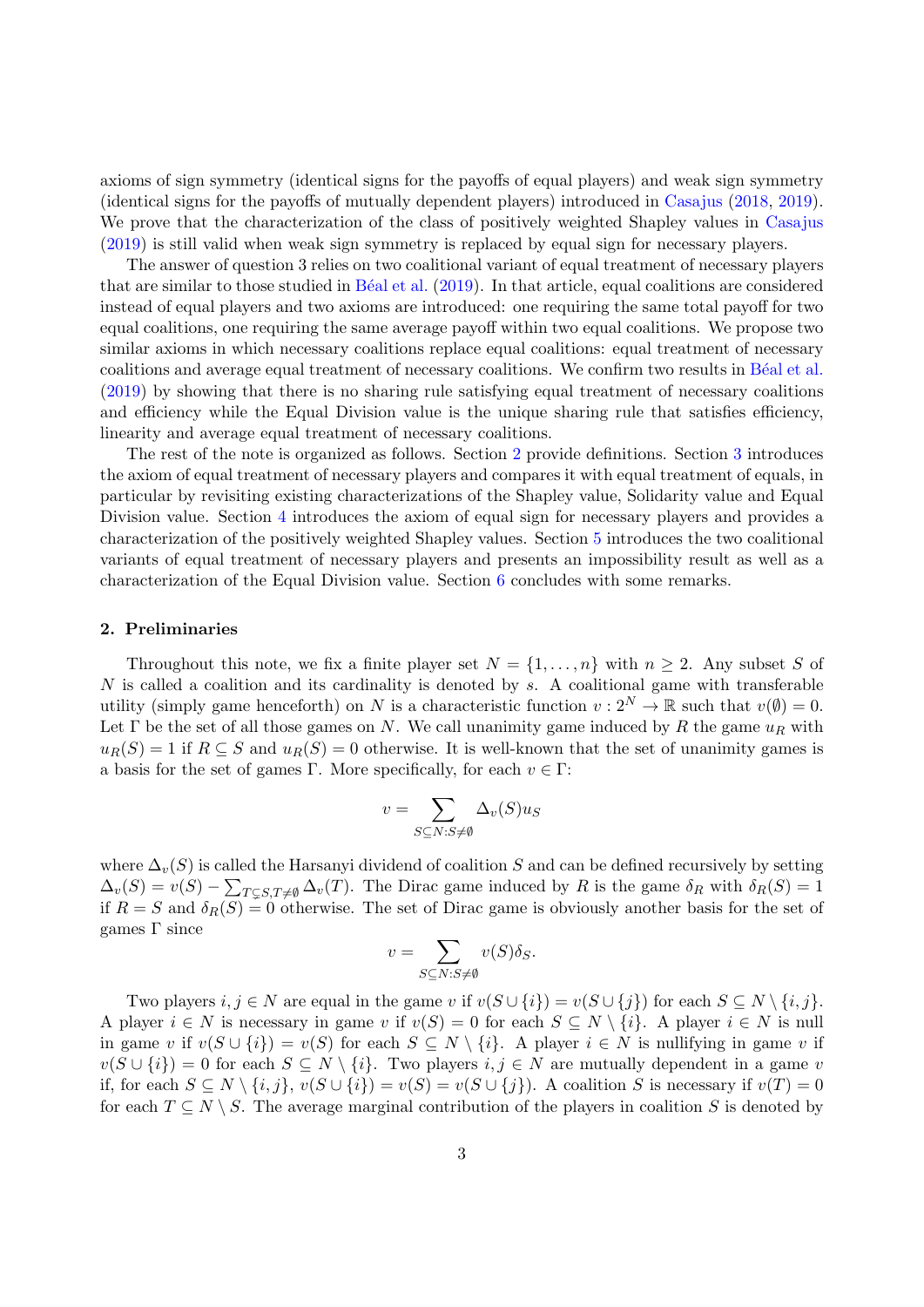axioms of sign symmetry (identical signs for the payoffs of equal players) and weak sign symmetry (identical signs for the payoffs of mutually dependent players) introduced in Casajus (2018, 2019). We prove that the characterization of the class of positively weighted Shapley values in Casajus (2019) is still valid when weak sign symmetry is replaced by equal sign for necessary players.

The answer of question 3 relies on two coalitional variant of equal treatment of necessary players that are similar to those studied in Béal et al. (2019). In that article, equal coalitions are considered instead of equal players and two axioms are introduced: one requiring the same total payoff for two equal coalitions, one requiring the same average payoff within two equal coalitions. We propose two similar axioms in which necessary coalitions replace equal coalitions: equal treatment of necessary coalitions and average equal treatment of necessary coalitions. We confirm two results in Béal et al. (2019) by showing that there is no sharing rule satisfying equal treatment of necessary coalitions and efficiency while the Equal Division value is the unique sharing rule that satisfies efficiency, linearity and average equal treatment of necessary coalitions.

The rest of the note is organized as follows. Section 2 provide definitions. Section 3 introduces the axiom of equal treatment of necessary players and compares it with equal treatment of equals, in particular by revisiting existing characterizations of the Shapley value, Solidarity value and Equal Division value. Section 4 introduces the axiom of equal sign for necessary players and provides a characterization of the positively weighted Shapley values. Section 5 introduces the two coalitional variants of equal treatment of necessary players and presents an impossibility result as well as a characterization of the Equal Division value. Section 6 concludes with some remarks.

## 2. Preliminaries

Throughout this note, we fix a finite player set $N = \{1, \ldots, n\}$ with $n \geq 2$. Any subset $S$ of $N$ is called a coalition and its cardinality is denoted by $s$. A coalitional game with transferable utility (simply game henceforth) on $N$ is a characteristic function $v : 2^N \to \mathbb{R}$ such that $v(\emptyset) = 0$. Let $\Gamma$ be the set of all those games on $N$. We call unanimity game induced by $R$ the game $u_R$ with $u_R(S) = 1$ if $R \subseteq S$ and $u_R(S) = 0$ otherwise. It is well-known that the set of unanimity games is a basis for the set of games $\Gamma$. More specifically, for each $v \in \Gamma$:

$$v = \sum_{S \subseteq N : S \neq \emptyset} \Delta_v(S) u_S$$

where $\Delta_v(S)$ is called the Harsanyi dividend of coalition $S$ and can be defined recursively by setting $\Delta_v(S) = v(S) - \sum_{T \subsetneq S, T \neq \emptyset} \Delta_v(T)$. The Dirac game induced by $R$ is the game $\delta_R$ with $\delta_R(S) = 1$ if $R = S$ and $\delta_R(S) = 0$ otherwise. The set of Dirac game is obviously another basis for the set of games $\Gamma$ since

$$v = \sum_{S \subseteq N : S \neq \emptyset} v(S) \delta_S.$$

Two players $i, j \in N$ are equal in the game $v$ if $v(S \cup \{i\}) = v(S \cup \{j\})$ for each $S \subseteq N \setminus \{i, j\}$. A player $i \in N$ is necessary in game $v$ if $v(S) = 0$ for each $S \subseteq N \setminus \{i\}$. A player $i \in N$ is null in game $v$ if $v(S \cup \{i\}) = v(S)$ for each $S \subseteq N \setminus \{i\}$. A player $i \in N$ is nullifying in game $v$ if $v(S \cup \{i\}) = 0$ for each $S \subseteq N \setminus \{i\}$. Two players $i, j \in N$ are mutually dependent in a game $v$ if, for each $S \subseteq N \setminus \{i, j\}$, $v(S \cup \{i\}) = v(S) = v(S \cup \{j\})$. A coalition $S$ is necessary if $v(T) = 0$ for each $T \subseteq N \setminus S$. The average marginal contribution of the players in coalition $S$ is denoted by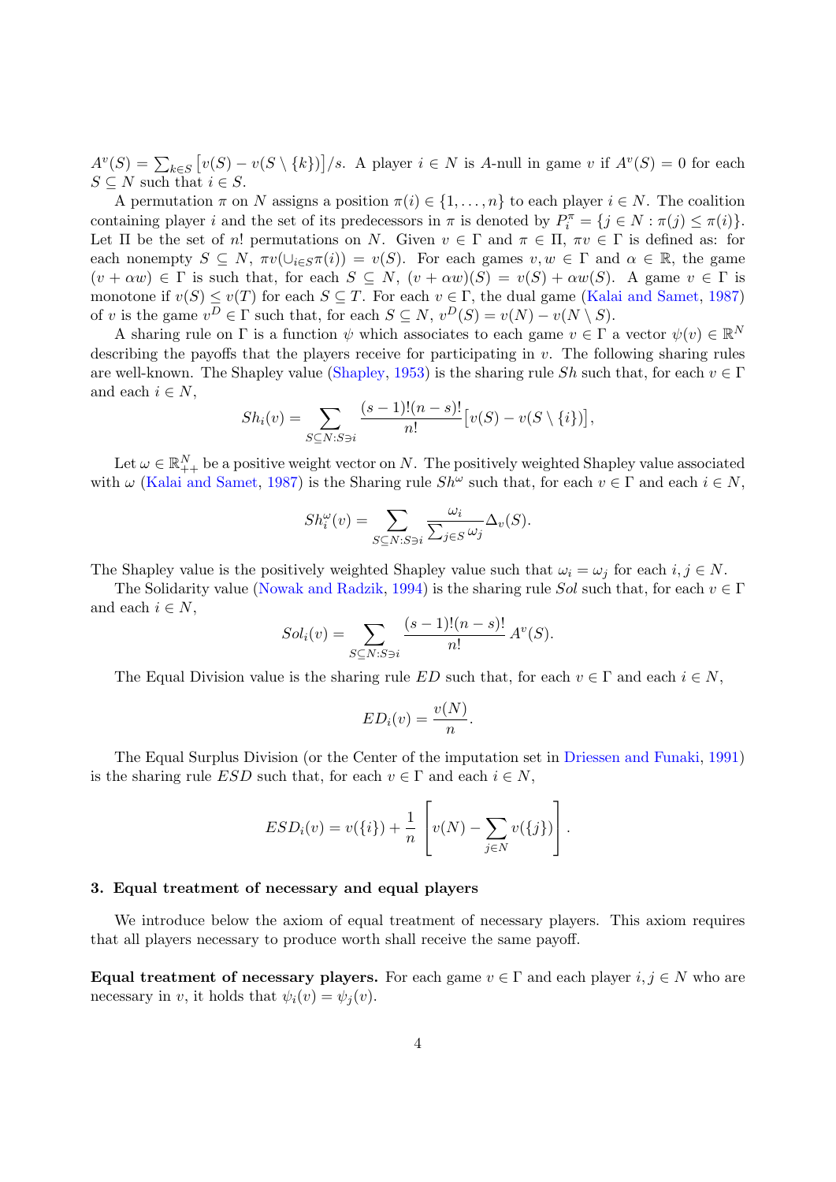$A^v(S) = \sum_{k \in S} \big[v(S) - v(S \setminus \{k\})\big]/s$. A player $i \in N$ is $A$-null in game $v$ if $A^v(S) = 0$ for each $S \subseteq N$ such that $i \in S$.

A permutation $\pi$ on $N$ assigns a position $\pi(i) \in \{1, \ldots, n\}$ to each player $i \in N$. The coalition containing player $i$ and the set of its predecessors in $\pi$ is denoted by $P_i^\pi = \{j \in N : \pi(j) \leq \pi(i)\}$. Let $\Pi$ be the set of $n!$ permutations on $N$. Given $v \in \Gamma$ and $\pi \in \Pi$, $\pi v \in \Gamma$ is defined as: for each nonempty $S \subseteq N$, $\pi v(\cup_{i \in S} \pi(i)) = v(S)$. For each games $v, w \in \Gamma$ and $\alpha \in \mathbb{R}$, the game $(v + \alpha w) \in \Gamma$ is such that, for each $S \subseteq N$, $(v + \alpha w)(S) = v(S) + \alpha w(S)$. A game $v \in \Gamma$ is monotone if $v(S) \leq v(T)$ for each $S \subseteq T$. For each $v \in \Gamma$, the dual game (Kalai and Samet, 1987) of $v$ is the game $v^D \in \Gamma$ such that, for each $S \subseteq N$, $v^D(S) = v(N) - v(N \setminus S)$.

A sharing rule on $\Gamma$ is a function $\psi$ which associates to each game $v \in \Gamma$ a vector $\psi(v) \in \mathbb{R}^N$ describing the payoffs that the players receive for participating in $v$. The following sharing rules are well-known. The Shapley value (Shapley, 1953) is the sharing rule $Sh$ such that, for each $v \in \Gamma$ and each $i \in N$,

$$Sh_i(v) = \sum_{S \subseteq N : S \ni i} \frac{(s-1)!(n-s)!}{n!} \big[v(S) - v(S \setminus \{i\})\big],$$

Let $\omega \in \mathbb{R}^N_{++}$ be a positive weight vector on $N$. The positively weighted Shapley value associated with $\omega$ (Kalai and Samet, 1987) is the Sharing rule $Sh^\omega$ such that, for each $v \in \Gamma$ and each $i \in N$,

$$Sh_i^\omega(v) = \sum_{S \subseteq N : S \ni i} \frac{\omega_i}{\sum_{j \in S} \omega_j} \Delta_v(S).$$

The Shapley value is the positively weighted Shapley value such that $\omega_i = \omega_j$ for each $i, j \in N$.

The Solidarity value (Nowak and Radzik, 1994) is the sharing rule $Sol$ such that, for each $v \in \Gamma$ and each $i \in N$,

$$Sol_i(v) = \sum_{S \subseteq N : S \ni i} \frac{(s-1)!(n-s)!}{n!} A^v(S).$$

The Equal Division value is the sharing rule $ED$ such that, for each $v \in \Gamma$ and each $i \in N$,

$$ED_i(v) = \frac{v(N)}{n}.$$

The Equal Surplus Division (or the Center of the imputation set in Driessen and Funaki, 1991) is the sharing rule $ESD$ such that, for each $v \in \Gamma$ and each $i \in N$,

$$ESD_i(v) = v(\{i\}) + \frac{1}{n}\left[v(N) - \sum_{j \in N} v(\{j\})\right].$$

## 3. Equal treatment of necessary and equal players

We introduce below the axiom of equal treatment of necessary players. This axiom requires that all players necessary to produce worth shall receive the same payoff.

**Equal treatment of necessary players.** For each game $v \in \Gamma$ and each player $i, j \in N$ who are necessary in $v$, it holds that $\psi_i(v) = \psi_j(v)$.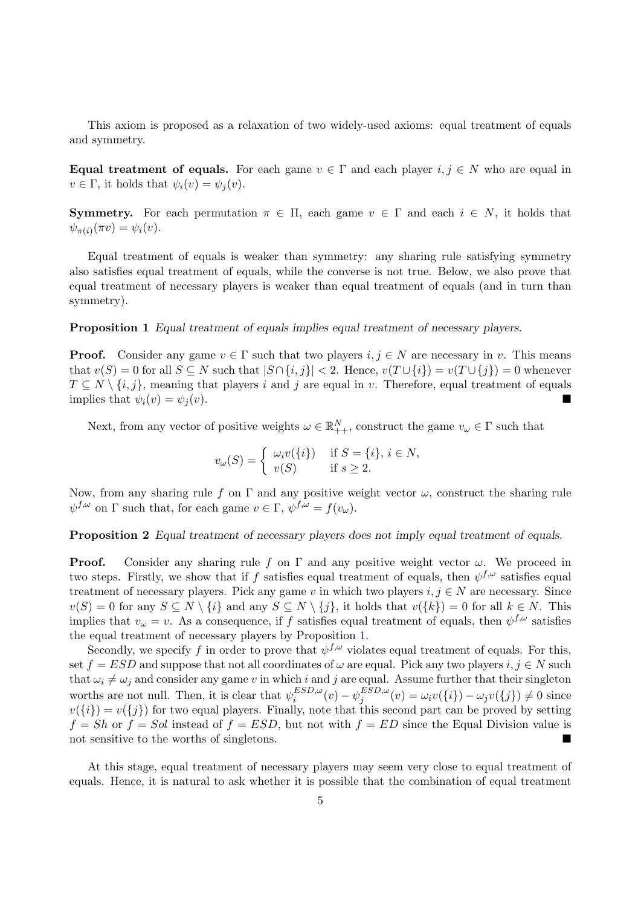This axiom is proposed as a relaxation of two widely-used axioms: equal treatment of equals and symmetry.

**Equal treatment of equals.** For each game $v \in \Gamma$ and each player $i, j \in N$ who are equal in $v \in \Gamma$, it holds that $\psi_i(v) = \psi_j(v)$.

**Symmetry.** For each permutation $\pi \in \Pi$, each game $v \in \Gamma$ and each $i \in N$, it holds that $\psi_{\pi(i)}(\pi v) = \psi_i(v)$.

Equal treatment of equals is weaker than symmetry: any sharing rule satisfying symmetry also satisfies equal treatment of equals, while the converse is not true. Below, we also prove that equal treatment of necessary players is weaker than equal treatment of equals (and in turn than symmetry).

**Proposition 1** *Equal treatment of equals implies equal treatment of necessary players.*

**Proof.** Consider any game $v \in \Gamma$ such that two players $i, j \in N$ are necessary in $v$. This means that $v(S) = 0$ for all $S \subseteq N$ such that $|S \cap \{i, j\}| < 2$. Hence, $v(T \cup \{i\}) = v(T \cup \{j\}) = 0$ whenever $T \subseteq N \setminus \{i, j\}$, meaning that players $i$ and $j$ are equal in $v$. Therefore, equal treatment of equals implies that $\psi_i(v) = \psi_j(v)$. ■

Next, from any vector of positive weights $\omega \in \mathbb{R}^N_{++}$, construct the game $v_\omega \in \Gamma$ such that

$$v_\omega(S) = \begin{cases} \omega_i v(\{i\}) & \text{if } S = \{i\},\, i \in N, \\ v(S) & \text{if } s \geq 2. \end{cases}$$

Now, from any sharing rule $f$ on $\Gamma$ and any positive weight vector $\omega$, construct the sharing rule $\psi^{f,\omega}$ on $\Gamma$ such that, for each game $v \in \Gamma$, $\psi^{f,\omega} = f(v_\omega)$.

**Proposition 2** *Equal treatment of necessary players does not imply equal treatment of equals.*

**Proof.** Consider any sharing rule $f$ on $\Gamma$ and any positive weight vector $\omega$. We proceed in two steps. Firstly, we show that if $f$ satisfies equal treatment of equals, then $\psi^{f,\omega}$ satisfies equal treatment of necessary players. Pick any game $v$ in which two players $i, j \in N$ are necessary. Since $v(S) = 0$ for any $S \subseteq N \setminus \{i\}$ and any $S \subseteq N \setminus \{j\}$, it holds that $v(\{k\}) = 0$ for all $k \in N$. This implies that $v_\omega = v$. As a consequence, if $f$ satisfies equal treatment of equals, then $\psi^{f,\omega}$ satisfies the equal treatment of necessary players by Proposition 1.

Secondly, we specify $f$ in order to prove that $\psi^{f,\omega}$ violates equal treatment of equals. For this, set $f = ESD$ and suppose that not all coordinates of $\omega$ are equal. Pick any two players $i, j \in N$ such that $\omega_i \neq \omega_j$ and consider any game $v$ in which $i$ and $j$ are equal. Assume further that their singleton worths are not null. Then, it is clear that $\psi_i^{ESD,\omega}(v) - \psi_j^{ESD,\omega}(v) = \omega_i v(\{i\}) - \omega_j v(\{j\}) \neq 0$ since $v(\{i\}) = v(\{j\})$ for two equal players. Finally, note that this second part can be proved by setting $f = Sh$ or $f = Sol$ instead of $f = ESD$, but not with $f = ED$ since the Equal Division value is not sensitive to the worths of singletons. ■

At this stage, equal treatment of necessary players may seem very close to equal treatment of equals. Hence, it is natural to ask whether it is possible that the combination of equal treatment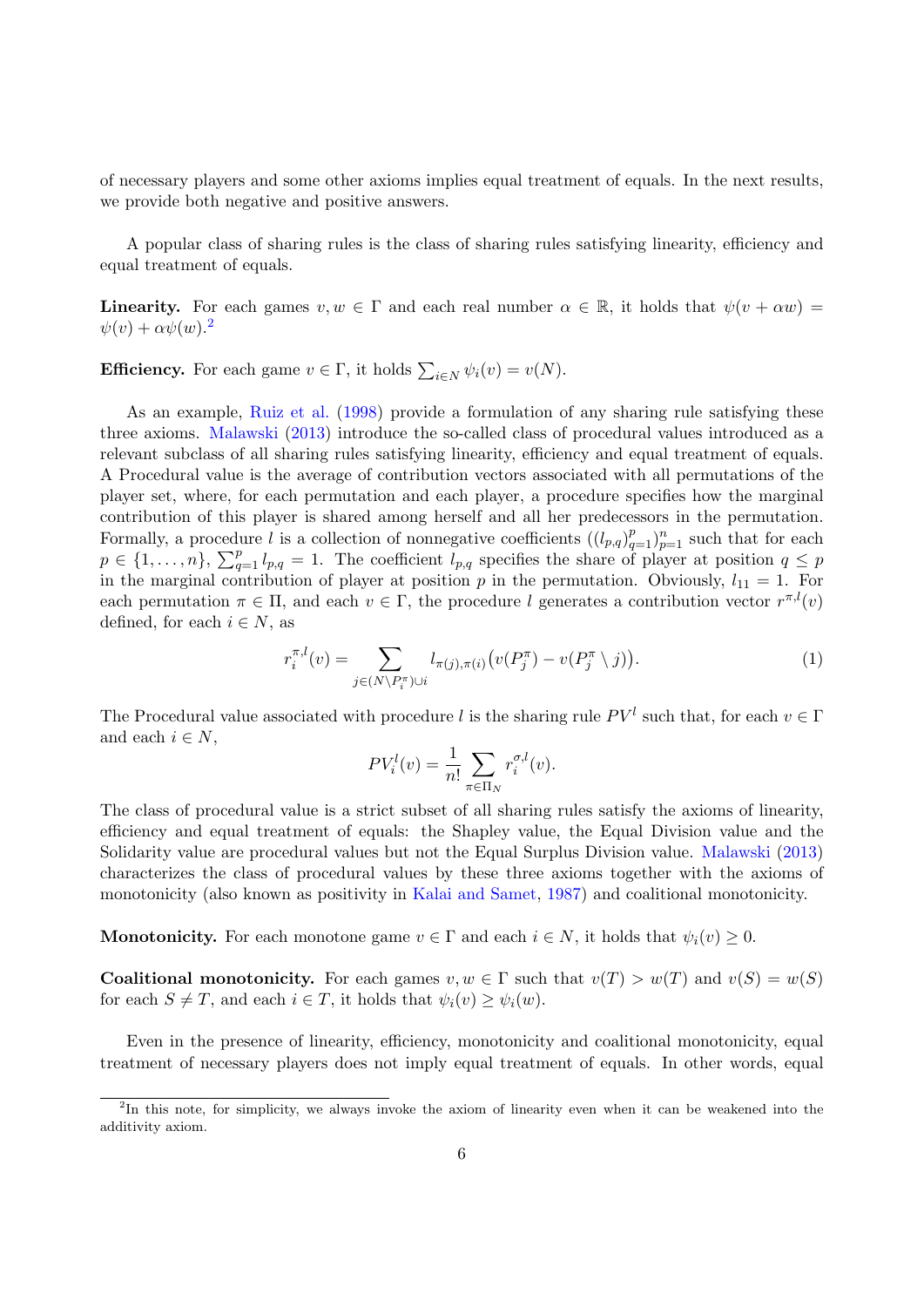of necessary players and some other axioms implies equal treatment of equals. In the next results, we provide both negative and positive answers.

A popular class of sharing rules is the class of sharing rules satisfying linearity, efficiency and equal treatment of equals.

**Linearity.** For each games $v, w \in \Gamma$ and each real number $\alpha \in \mathbb{R}$, it holds that $\psi(v + \alpha w) = \psi(v) + \alpha\psi(w)$.[2]

**Efficiency.** For each game $v \in \Gamma$, it holds $\sum_{i\in N} \psi_i(v) = v(N)$.

As an example, Ruiz et al. (1998) provide a formulation of any sharing rule satisfying these three axioms. Malawski (2013) introduce the so-called class of procedural values introduced as a relevant subclass of all sharing rules satisfying linearity, efficiency and equal treatment of equals. A Procedural value is the average of contribution vectors associated with all permutations of the player set, where, for each permutation and each player, a procedure specifies how the marginal contribution of this player is shared among herself and all her predecessors in the permutation. Formally, a procedure $l$ is a collection of nonnegative coefficients $((l_{p,q})_{q=1}^{p})_{p=1}^{n}$ such that for each $p \in \{1, \ldots, n\}$, $\sum_{q=1}^{p} l_{p,q} = 1$. The coefficient $l_{p,q}$ specifies the share of player at position $q \leq p$ in the marginal contribution of player at position $p$ in the permutation. Obviously, $l_{11} = 1$. For each permutation $\pi \in \Pi$, and each $v \in \Gamma$, the procedure $l$ generates a contribution vector $r^{\pi,l}(v)$ defined, for each $i \in N$, as

$$r_i^{\pi,l}(v) = \sum_{j\in(N\setminus P_i^{\pi})\cup i} l_{\pi(j),\pi(i)}\big(v(P_j^{\pi}) - v(P_j^{\pi} \setminus j)\big). \tag{1}$$

The Procedural value associated with procedure $l$ is the sharing rule $PV^l$ such that, for each $v \in \Gamma$ and each $i \in N$,

$$PV_i^l(v) = \frac{1}{n!} \sum_{\pi\in\Pi_N} r_i^{\sigma,l}(v).$$

The class of procedural value is a strict subset of all sharing rules satisfy the axioms of linearity, efficiency and equal treatment of equals: the Shapley value, the Equal Division value and the Solidarity value are procedural values but not the Equal Surplus Division value. Malawski (2013) characterizes the class of procedural values by these three axioms together with the axioms of monotonicity (also known as positivity in Kalai and Samet, 1987) and coalitional monotonicity.

**Monotonicity.** For each monotone game $v \in \Gamma$ and each $i \in N$, it holds that $\psi_i(v) \geq 0$.

**Coalitional monotonicity.** For each games $v, w \in \Gamma$ such that $v(T) > w(T)$ and $v(S) = w(S)$ for each $S \neq T$, and each $i \in T$, it holds that $\psi_i(v) \geq \psi_i(w)$.

Even in the presence of linearity, efficiency, monotonicity and coalitional monotonicity, equal treatment of necessary players does not imply equal treatment of equals. In other words, equal

[2] In this note, for simplicity, we always invoke the axiom of linearity even when it can be weakened into the additivity axiom.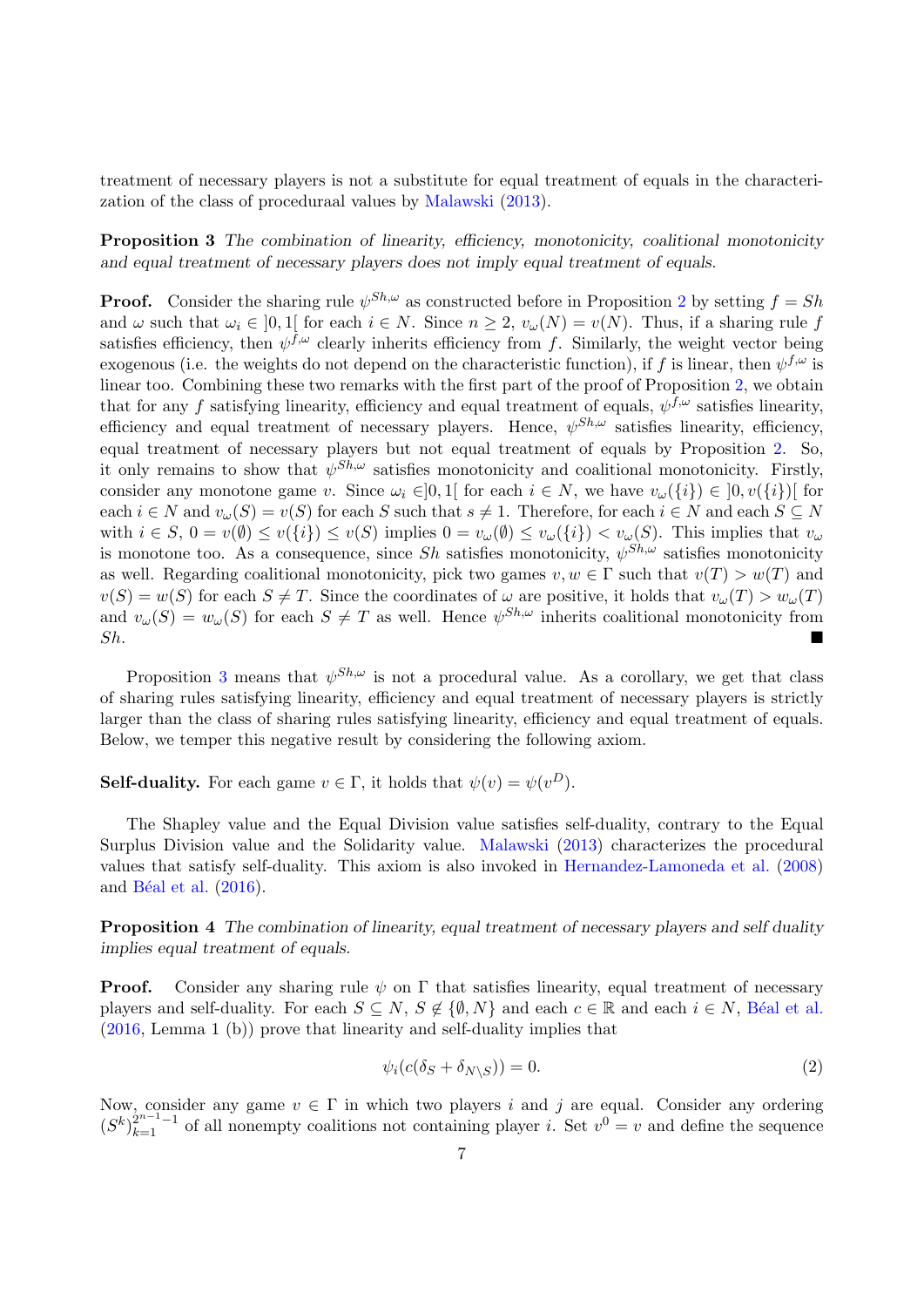treatment of necessary players is not a substitute for equal treatment of equals in the characterization of the class of proceduraal values by Malawski (2013).

**Proposition 3** *The combination of linearity, efficiency, monotonicity, coalitional monotonicity and equal treatment of necessary players does not imply equal treatment of equals.*

**Proof.** Consider the sharing rule $\psi^{Sh,\omega}$ as constructed before in Proposition 2 by setting $f = Sh$ and $\omega$ such that $\omega_i \in ]0,1[$ for each $i \in N$. Since $n \geq 2$, $v_\omega(N) = v(N)$. Thus, if a sharing rule $f$ satisfies efficiency, then $\psi^{f,\omega}$ clearly inherits efficiency from $f$. Similarly, the weight vector being exogenous (i.e. the weights do not depend on the characteristic function), if $f$ is linear, then $\psi^{f,\omega}$ is linear too. Combining these two remarks with the first part of the proof of Proposition 2, we obtain that for any $f$ satisfying linearity, efficiency and equal treatment of equals, $\psi^{f,\omega}$ satisfies linearity, efficiency and equal treatment of necessary players. Hence, $\psi^{Sh,\omega}$ satisfies linearity, efficiency, equal treatment of necessary players but not equal treatment of equals by Proposition 2. So, it only remains to show that $\psi^{Sh,\omega}$ satisfies monotonicity and coalitional monotonicity. Firstly, consider any monotone game $v$. Since $\omega_i \in ]0,1[$ for each $i \in N$, we have $v_\omega(\{i\}) \in ]0, v(\{i\})[$ for each $i \in N$ and $v_\omega(S) = v(S)$ for each $S$ such that $s \neq 1$. Therefore, for each $i \in N$ and each $S \subseteq N$ with $i \in S$, $0 = v(\emptyset) \leq v(\{i\}) \leq v(S)$ implies $0 = v_\omega(\emptyset) \leq v_\omega(\{i\}) < v_\omega(S)$. This implies that $v_\omega$ is monotone too. As a consequence, since $Sh$ satisfies monotonicity, $\psi^{Sh,\omega}$ satisfies monotonicity as well. Regarding coalitional monotonicity, pick two games $v, w \in \Gamma$ such that $v(T) > w(T)$ and $v(S) = w(S)$ for each $S \neq T$. Since the coordinates of $\omega$ are positive, it holds that $v_\omega(T) > w_\omega(T)$ and $v_\omega(S) = w_\omega(S)$ for each $S \neq T$ as well. Hence $\psi^{Sh,\omega}$ inherits coalitional monotonicity from $Sh$. ■

Proposition 3 means that $\psi^{Sh,\omega}$ is not a procedural value. As a corollary, we get that class of sharing rules satisfying linearity, efficiency and equal treatment of necessary players is strictly larger than the class of sharing rules satisfying linearity, efficiency and equal treatment of equals. Below, we temper this negative result by considering the following axiom.

**Self-duality.** For each game $v \in \Gamma$, it holds that $\psi(v) = \psi(v^D)$.

The Shapley value and the Equal Division value satisfies self-duality, contrary to the Equal Surplus Division value and the Solidarity value. Malawski (2013) characterizes the procedural values that satisfy self-duality. This axiom is also invoked in Hernandez-Lamoneda et al. (2008) and Béal et al. (2016).

**Proposition 4** *The combination of linearity, equal treatment of necessary players and self duality implies equal treatment of equals.*

**Proof.** Consider any sharing rule $\psi$ on $\Gamma$ that satisfies linearity, equal treatment of necessary players and self-duality. For each $S \subseteq N$, $S \notin \{\emptyset, N\}$ and each $c \in \mathbb{R}$ and each $i \in N$, Béal et al. (2016, Lemma 1 (b)) prove that linearity and self-duality implies that

$$\psi_i(c(\delta_S + \delta_{N\setminus S})) = 0. \tag{2}$$

Now, consider any game $v \in \Gamma$ in which two players $i$ and $j$ are equal. Consider any ordering $(S^k)_{k=1}^{2^{n-1}-1}$ of all nonempty coalitions not containing player $i$. Set $v^0 = v$ and define the sequence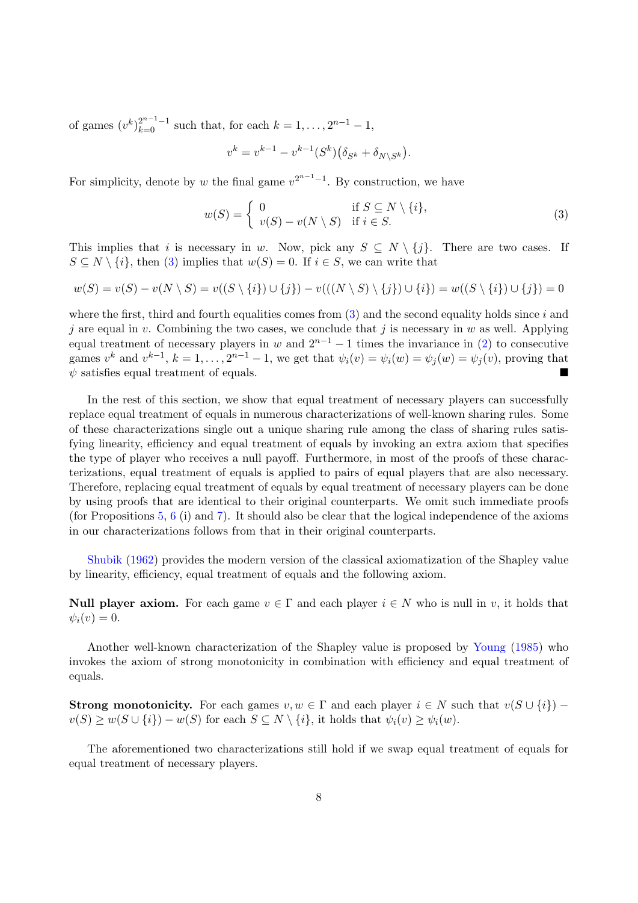of games $(v^k)_{k=0}^{2^{n-1}-1}$ such that, for each $k = 1, \ldots, 2^{n-1}-1$,

$$v^k = v^{k-1} - v^{k-1}(S^k)\big(\delta_{S^k} + \delta_{N \setminus S^k}\big).$$

For simplicity, denote by $w$ the final game $v^{2^{n-1}-1}$. By construction, we have

$$w(S) = \begin{cases} 0 & \text{if } S \subseteq N \setminus \{i\}, \\ v(S) - v(N \setminus S) & \text{if } i \in S. \end{cases} \tag{3}$$

This implies that $i$ is necessary in $w$. Now, pick any $S \subseteq N \setminus \{j\}$. There are two cases. If $S \subseteq N \setminus \{i\}$, then (3) implies that $w(S) = 0$. If $i \in S$, we can write that

$$w(S) = v(S) - v(N \setminus S) = v((S \setminus \{i\}) \cup \{j\}) - v(((N \setminus S) \setminus \{j\}) \cup \{i\}) = w((S \setminus \{i\}) \cup \{j\}) = 0$$

where the first, third and fourth equalities comes from (3) and the second equality holds since $i$ and $j$ are equal in $v$. Combining the two cases, we conclude that $j$ is necessary in $w$ as well. Applying equal treatment of necessary players in $w$ and $2^{n-1}-1$ times the invariance in (2) to consecutive games $v^k$ and $v^{k-1}$, $k = 1, \ldots, 2^{n-1}-1$, we get that $\psi_i(v) = \psi_i(w) = \psi_j(w) = \psi_j(v)$, proving that $\psi$ satisfies equal treatment of equals. ■

In the rest of this section, we show that equal treatment of necessary players can successfully replace equal treatment of equals in numerous characterizations of well-known sharing rules. Some of these characterizations single out a unique sharing rule among the class of sharing rules satisfying linearity, efficiency and equal treatment of equals by invoking an extra axiom that specifies the type of player who receives a null payoff. Furthermore, in most of the proofs of these characterizations, equal treatment of equals is applied to pairs of equal players that are also necessary. Therefore, replacing equal treatment of equals by equal treatment of necessary players can be done by using proofs that are identical to their original counterparts. We omit such immediate proofs (for Propositions 5, 6 (i) and 7). It should also be clear that the logical independence of the axioms in our characterizations follows from that in their original counterparts.

Shubik (1962) provides the modern version of the classical axiomatization of the Shapley value by linearity, efficiency, equal treatment of equals and the following axiom.

**Null player axiom.** For each game $v \in \Gamma$ and each player $i \in N$ who is null in $v$, it holds that $\psi_i(v) = 0$.

Another well-known characterization of the Shapley value is proposed by Young (1985) who invokes the axiom of strong monotonicity in combination with efficiency and equal treatment of equals.

**Strong monotonicity.** For each games $v, w \in \Gamma$ and each player $i \in N$ such that $v(S \cup \{i\}) - v(S) \geq w(S \cup \{i\}) - w(S)$ for each $S \subseteq N \setminus \{i\}$, it holds that $\psi_i(v) \geq \psi_i(w)$.

The aforementioned two characterizations still hold if we swap equal treatment of equals for equal treatment of necessary players.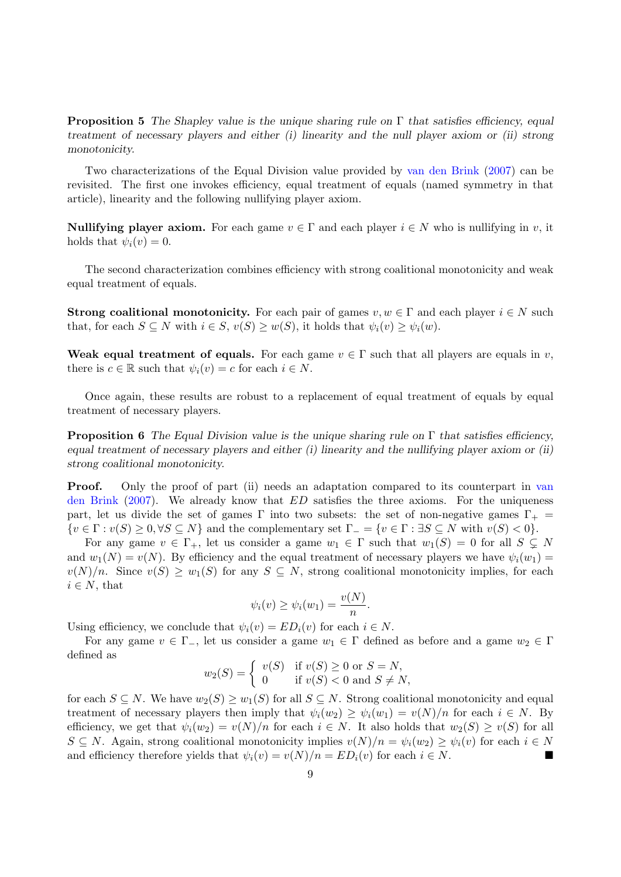**Proposition 5** *The Shapley value is the unique sharing rule on $\Gamma$ that satisfies efficiency, equal treatment of necessary players and either (i) linearity and the null player axiom or (ii) strong monotonicity.*

Two characterizations of the Equal Division value provided by van den Brink (2007) can be revisited. The first one invokes efficiency, equal treatment of equals (named symmetry in that article), linearity and the following nullifying player axiom.

**Nullifying player axiom.** For each game $v \in \Gamma$ and each player $i \in N$ who is nullifying in $v$, it holds that $\psi_i(v) = 0$.

The second characterization combines efficiency with strong coalitional monotonicity and weak equal treatment of equals.

**Strong coalitional monotonicity.** For each pair of games $v, w \in \Gamma$ and each player $i \in N$ such that, for each $S \subseteq N$ with $i \in S$, $v(S) \geq w(S)$, it holds that $\psi_i(v) \geq \psi_i(w)$.

**Weak equal treatment of equals.** For each game $v \in \Gamma$ such that all players are equals in $v$, there is $c \in \mathbb{R}$ such that $\psi_i(v) = c$ for each $i \in N$.

Once again, these results are robust to a replacement of equal treatment of equals by equal treatment of necessary players.

**Proposition 6** *The Equal Division value is the unique sharing rule on $\Gamma$ that satisfies efficiency, equal treatment of necessary players and either (i) linearity and the nullifying player axiom or (ii) strong coalitional monotonicity.*

**Proof.** Only the proof of part (ii) needs an adaptation compared to its counterpart in van den Brink (2007). We already know that $ED$ satisfies the three axioms. For the uniqueness part, let us divide the set of games $\Gamma$ into two subsets: the set of non-negative games $\Gamma_+ = \{v \in \Gamma : v(S) \geq 0, \forall S \subseteq N\}$ and the complementary set $\Gamma_- = \{v \in \Gamma : \exists S \subseteq N \text{ with } v(S) < 0\}$.

For any game $v \in \Gamma_+$, let us consider a game $w_1 \in \Gamma$ such that $w_1(S) = 0$ for all $S \subsetneq N$ and $w_1(N) = v(N)$. By efficiency and the equal treatment of necessary players we have $\psi_i(w_1) = v(N)/n$. Since $v(S) \geq w_1(S)$ for any $S \subseteq N$, strong coalitional monotonicity implies, for each $i \in N$, that

$$\psi_i(v) \geq \psi_i(w_1) = \frac{v(N)}{n}.$$

Using efficiency, we conclude that $\psi_i(v) = ED_i(v)$ for each $i \in N$.

For any game $v \in \Gamma_-$, let us consider a game $w_1 \in \Gamma$ defined as before and a game $w_2 \in \Gamma$ defined as

$$w_2(S) = \begin{cases} v(S) & \text{if } v(S) \geq 0 \text{ or } S = N, \\ 0 & \text{if } v(S) < 0 \text{ and } S \neq N, \end{cases}$$

for each $S \subseteq N$. We have $w_2(S) \geq w_1(S)$ for all $S \subseteq N$. Strong coalitional monotonicity and equal treatment of necessary players then imply that $\psi_i(w_2) \geq \psi_i(w_1) = v(N)/n$ for each $i \in N$. By efficiency, we get that $\psi_i(w_2) = v(N)/n$ for each $i \in N$. It also holds that $w_2(S) \geq v(S)$ for all $S \subseteq N$. Again, strong coalitional monotonicity implies $v(N)/n = \psi_i(w_2) \geq \psi_i(v)$ for each $i \in N$ and efficiency therefore yields that $\psi_i(v) = v(N)/n = ED_i(v)$ for each $i \in N$. ■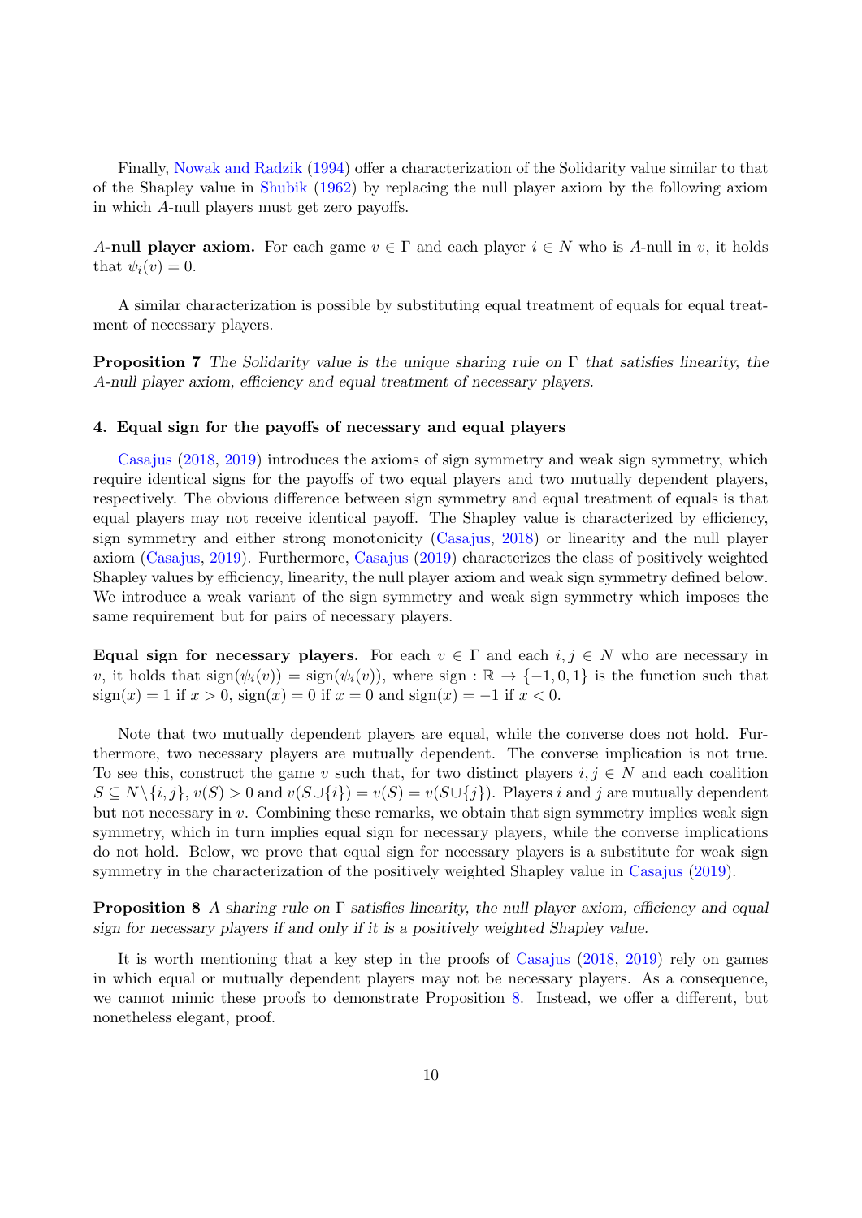Finally, Nowak and Radzik (1994) offer a characterization of the Solidarity value similar to that of the Shapley value in Shubik (1962) by replacing the null player axiom by the following axiom in which $A$-null players must get zero payoffs.

***A*-null player axiom.** For each game $v \in \Gamma$ and each player $i \in N$ who is $A$-null in $v$, it holds that $\psi_i(v) = 0$.

A similar characterization is possible by substituting equal treatment of equals for equal treatment of necessary players.

**Proposition 7** *The Solidarity value is the unique sharing rule on $\Gamma$ that satisfies linearity, the $A$-null player axiom, efficiency and equal treatment of necessary players.*

#### 4. Equal sign for the payoffs of necessary and equal players

Casajus (2018, 2019) introduces the axioms of sign symmetry and weak sign symmetry, which require identical signs for the payoffs of two equal players and two mutually dependent players, respectively. The obvious difference between sign symmetry and equal treatment of equals is that equal players may not receive identical payoff. The Shapley value is characterized by efficiency, sign symmetry and either strong monotonicity (Casajus, 2018) or linearity and the null player axiom (Casajus, 2019). Furthermore, Casajus (2019) characterizes the class of positively weighted Shapley values by efficiency, linearity, the null player axiom and weak sign symmetry defined below. We introduce a weak variant of the sign symmetry and weak sign symmetry which imposes the same requirement but for pairs of necessary players.

**Equal sign for necessary players.** For each $v \in \Gamma$ and each $i, j \in N$ who are necessary in $v$, it holds that $\text{sign}(\psi_i(v)) = \text{sign}(\psi_i(v))$, where $\text{sign} : \mathbb{R} \to \{-1, 0, 1\}$ is the function such that $\text{sign}(x) = 1$ if $x > 0$, $\text{sign}(x) = 0$ if $x = 0$ and $\text{sign}(x) = -1$ if $x < 0$.

Note that two mutually dependent players are equal, while the converse does not hold. Furthermore, two necessary players are mutually dependent. The converse implication is not true. To see this, construct the game $v$ such that, for two distinct players $i, j \in N$ and each coalition $S \subseteq N \setminus \{i, j\}$, $v(S) > 0$ and $v(S \cup \{i\}) = v(S) = v(S \cup \{j\})$. Players $i$ and $j$ are mutually dependent but not necessary in $v$. Combining these remarks, we obtain that sign symmetry implies weak sign symmetry, which in turn implies equal sign for necessary players, while the converse implications do not hold. Below, we prove that equal sign for necessary players is a substitute for weak sign symmetry in the characterization of the positively weighted Shapley value in Casajus (2019).

**Proposition 8** *A sharing rule on $\Gamma$ satisfies linearity, the null player axiom, efficiency and equal sign for necessary players if and only if it is a positively weighted Shapley value.*

It is worth mentioning that a key step in the proofs of Casajus (2018, 2019) rely on games in which equal or mutually dependent players may not be necessary players. As a consequence, we cannot mimic these proofs to demonstrate Proposition 8. Instead, we offer a different, but nonetheless elegant, proof.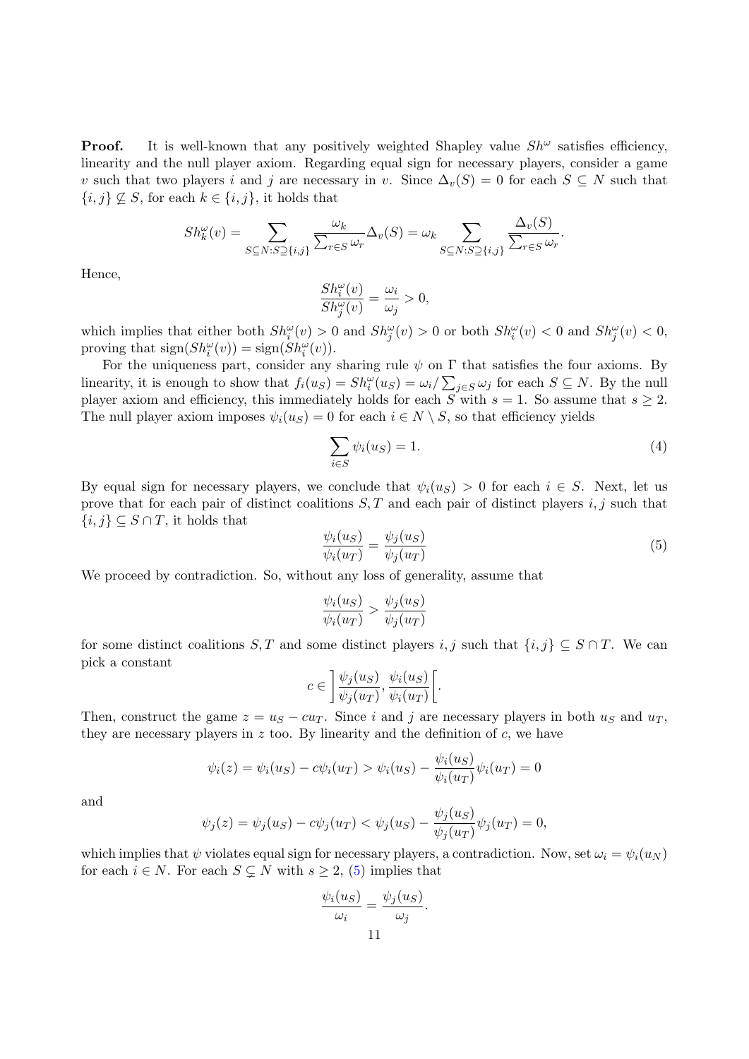**Proof.** It is well-known that any positively weighted Shapley value $Sh^\omega$ satisfies efficiency, linearity and the null player axiom. Regarding equal sign for necessary players, consider a game $v$ such that two players $i$ and $j$ are necessary in $v$. Since $\Delta_v(S) = 0$ for each $S \subseteq N$ such that $\{i, j\} \not\subseteq S$, for each $k \in \{i, j\}$, it holds that

$$Sh^\omega_k(v) = \sum_{S \subseteq N : S \supseteq \{i,j\}} \frac{\omega_k}{\sum_{r \in S} \omega_r} \Delta_v(S) = \omega_k \sum_{S \subseteq N : S \supseteq \{i,j\}} \frac{\Delta_v(S)}{\sum_{r \in S} \omega_r}.$$

Hence,

$$\frac{Sh^\omega_i(v)}{Sh^\omega_j(v)} = \frac{\omega_i}{\omega_j} > 0,$$

which implies that either both $Sh^\omega_i(v) > 0$ and $Sh^\omega_j(v) > 0$ or both $Sh^\omega_i(v) < 0$ and $Sh^\omega_j(v) < 0$, proving that $\text{sign}(Sh^\omega_i(v)) = \text{sign}(Sh^\omega_i(v))$.

For the uniqueness part, consider any sharing rule $\psi$ on $\Gamma$ that satisfies the four axioms. By linearity, it is enough to show that $f_i(u_S) = Sh^\omega_i(u_S) = \omega_i / \sum_{j \in S} \omega_j$ for each $S \subseteq N$. By the null player axiom and efficiency, this immediately holds for each $S$ with $s = 1$. So assume that $s \geq 2$. The null player axiom imposes $\psi_i(u_S) = 0$ for each $i \in N \setminus S$, so that efficiency yields

$$\sum_{i \in S} \psi_i(u_S) = 1. \tag{4}$$

By equal sign for necessary players, we conclude that $\psi_i(u_S) > 0$ for each $i \in S$. Next, let us prove that for each pair of distinct coalitions $S, T$ and each pair of distinct players $i, j$ such that $\{i, j\} \subseteq S \cap T$, it holds that

$$\frac{\psi_i(u_S)}{\psi_i(u_T)} = \frac{\psi_j(u_S)}{\psi_j(u_T)} \tag{5}$$

We proceed by contradiction. So, without any loss of generality, assume that

$$\frac{\psi_i(u_S)}{\psi_i(u_T)} > \frac{\psi_j(u_S)}{\psi_j(u_T)}$$

for some distinct coalitions $S, T$ and some distinct players $i, j$ such that $\{i, j\} \subseteq S \cap T$. We can pick a constant

$$c \in \left] \frac{\psi_j(u_S)}{\psi_j(u_T)}, \frac{\psi_i(u_S)}{\psi_i(u_T)} \right[.$$

Then, construct the game $z = u_S - c u_T$. Since $i$ and $j$ are necessary players in both $u_S$ and $u_T$, they are necessary players in $z$ too. By linearity and the definition of $c$, we have

$$\psi_i(z) = \psi_i(u_S) - c\psi_i(u_T) > \psi_i(u_S) - \frac{\psi_i(u_S)}{\psi_i(u_T)} \psi_i(u_T) = 0$$

and

$$\psi_j(z) = \psi_j(u_S) - c\psi_j(u_T) < \psi_j(u_S) - \frac{\psi_j(u_S)}{\psi_j(u_T)} \psi_j(u_T) = 0,$$

which implies that $\psi$ violates equal sign for necessary players, a contradiction. Now, set $\omega_i = \psi_i(u_N)$ for each $i \in N$. For each $S \subsetneq N$ with $s \geq 2$, (5) implies that

$$\frac{\psi_i(u_S)}{\omega_i} = \frac{\psi_j(u_S)}{\omega_j}.$$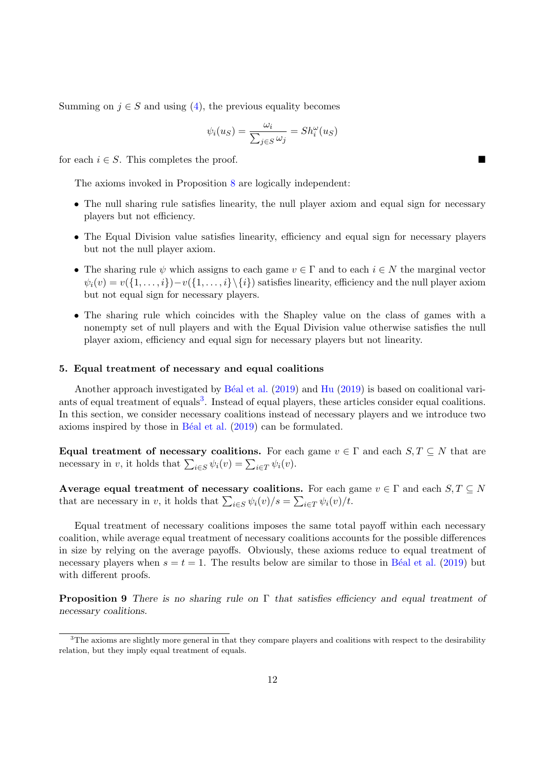Summing on $j \in S$ and using (4), the previous equality becomes

$$\psi_i(u_S) = \frac{\omega_i}{\sum_{j \in S} \omega_j} = Sh_i^{\omega}(u_S)$$

for each $i \in S$. This completes the proof. ■

The axioms invoked in Proposition 8 are logically independent:

- The null sharing rule satisfies linearity, the null player axiom and equal sign for necessary players but not efficiency.
- The Equal Division value satisfies linearity, efficiency and equal sign for necessary players but not the null player axiom.
- The sharing rule $\psi$ which assigns to each game $v \in \Gamma$ and to each $i \in N$ the marginal vector $\psi_i(v) = v(\{1, \ldots, i\}) - v(\{1, \ldots, i\} \setminus \{i\})$ satisfies linearity, efficiency and the null player axiom but not equal sign for necessary players.
- The sharing rule which coincides with the Shapley value on the class of games with a nonempty set of null players and with the Equal Division value otherwise satisfies the null player axiom, efficiency and equal sign for necessary players but not linearity.

## 5. Equal treatment of necessary and equal coalitions

Another approach investigated by Béal et al. (2019) and Hu (2019) is based on coalitional variants of equal treatment of equals[3]. Instead of equal players, these articles consider equal coalitions. In this section, we consider necessary coalitions instead of necessary players and we introduce two axioms inspired by those in Béal et al. (2019) can be formulated.

**Equal treatment of necessary coalitions.** For each game $v \in \Gamma$ and each $S, T \subseteq N$ that are necessary in $v$, it holds that $\sum_{i \in S} \psi_i(v) = \sum_{i \in T} \psi_i(v)$.

**Average equal treatment of necessary coalitions.** For each game $v \in \Gamma$ and each $S, T \subseteq N$ that are necessary in $v$, it holds that $\sum_{i \in S} \psi_i(v)/s = \sum_{i \in T} \psi_i(v)/t$.

Equal treatment of necessary coalitions imposes the same total payoff within each necessary coalition, while average equal treatment of necessary coalitions accounts for the possible differences in size by relying on the average payoffs. Obviously, these axioms reduce to equal treatment of necessary players when $s = t = 1$. The results below are similar to those in Béal et al. (2019) but with different proofs.

**Proposition 9** *There is no sharing rule on $\Gamma$ that satisfies efficiency and equal treatment of necessary coalitions.*

[3]The axioms are slightly more general in that they compare players and coalitions with respect to the desirability relation, but they imply equal treatment of equals.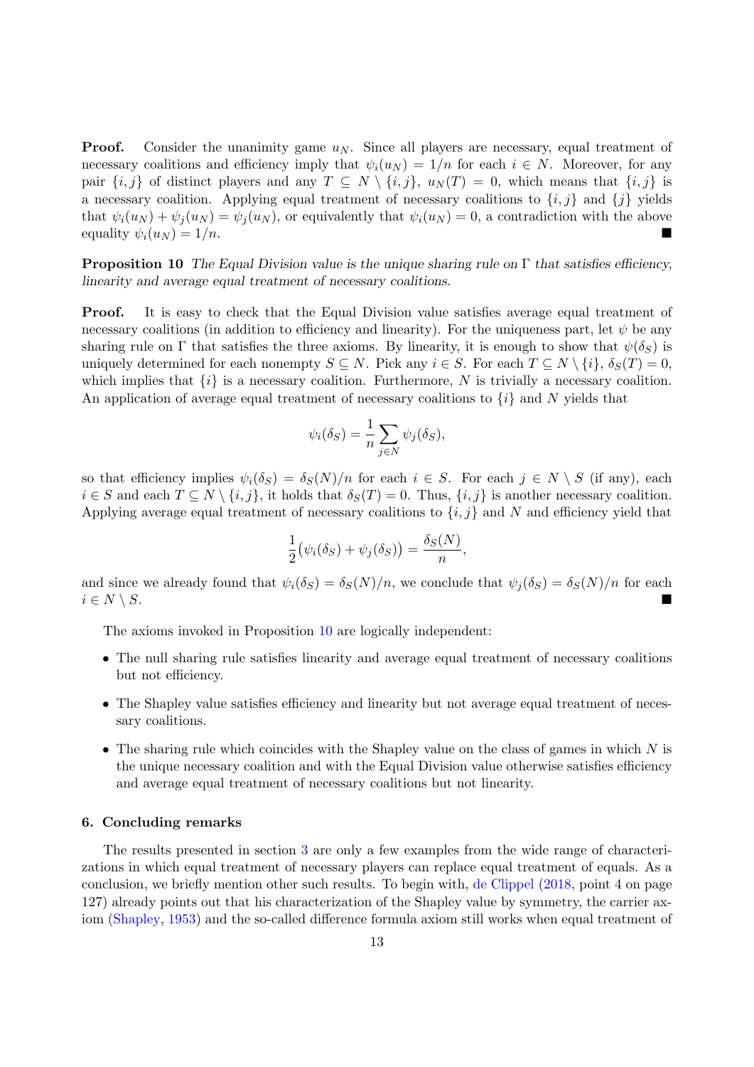**Proof.** Consider the unanimity game $u_N$. Since all players are necessary, equal treatment of necessary coalitions and efficiency imply that $\psi_i(u_N) = 1/n$ for each $i \in N$. Moreover, for any pair $\{i, j\}$ of distinct players and any $T \subseteq N \setminus \{i, j\}$, $u_N(T) = 0$, which means that $\{i, j\}$ is a necessary coalition. Applying equal treatment of necessary coalitions to $\{i, j\}$ and $\{j\}$ yields that $\psi_i(u_N) + \psi_j(u_N) = \psi_j(u_N)$, or equivalently that $\psi_i(u_N) = 0$, a contradiction with the above equality $\psi_i(u_N) = 1/n$. ■

**Proposition 10** *The Equal Division value is the unique sharing rule on $\Gamma$ that satisfies efficiency, linearity and average equal treatment of necessary coalitions.*

**Proof.** It is easy to check that the Equal Division value satisfies average equal treatment of necessary coalitions (in addition to efficiency and linearity). For the uniqueness part, let $\psi$ be any sharing rule on $\Gamma$ that satisfies the three axioms. By linearity, it is enough to show that $\psi(\delta_S)$ is uniquely determined for each nonempty $S \subseteq N$. Pick any $i \in S$. For each $T \subseteq N \setminus \{i\}$, $\delta_S(T) = 0$, which implies that $\{i\}$ is a necessary coalition. Furthermore, $N$ is trivially a necessary coalition. An application of average equal treatment of necessary coalitions to $\{i\}$ and $N$ yields that

$$\psi_i(\delta_S) = \frac{1}{n} \sum_{j \in N} \psi_j(\delta_S),$$

so that efficiency implies $\psi_i(\delta_S) = \delta_S(N)/n$ for each $i \in S$. For each $j \in N \setminus S$ (if any), each $i \in S$ and each $T \subseteq N \setminus \{i, j\}$, it holds that $\delta_S(T) = 0$. Thus, $\{i, j\}$ is another necessary coalition. Applying average equal treatment of necessary coalitions to $\{i, j\}$ and $N$ and efficiency yield that

$$\frac{1}{2}\big(\psi_i(\delta_S) + \psi_j(\delta_S)\big) = \frac{\delta_S(N)}{n},$$

and since we already found that $\psi_i(\delta_S) = \delta_S(N)/n$, we conclude that $\psi_j(\delta_S) = \delta_S(N)/n$ for each $i \in N \setminus S$. ■

The axioms invoked in Proposition 10 are logically independent:

- The null sharing rule satisfies linearity and average equal treatment of necessary coalitions but not efficiency.
- The Shapley value satisfies efficiency and linearity but not average equal treatment of necessary coalitions.
- The sharing rule which coincides with the Shapley value on the class of games in which $N$ is the unique necessary coalition and with the Equal Division value otherwise satisfies efficiency and average equal treatment of necessary coalitions but not linearity.

## 6. Concluding remarks

The results presented in section 3 are only a few examples from the wide range of characterizations in which equal treatment of necessary players can replace equal treatment of equals. As a conclusion, we briefly mention other such results. To begin with, de Clippel (2018, point 4 on page 127) already points out that his characterization of the Shapley value by symmetry, the carrier axiom (Shapley, 1953) and the so-called difference formula axiom still works when equal treatment of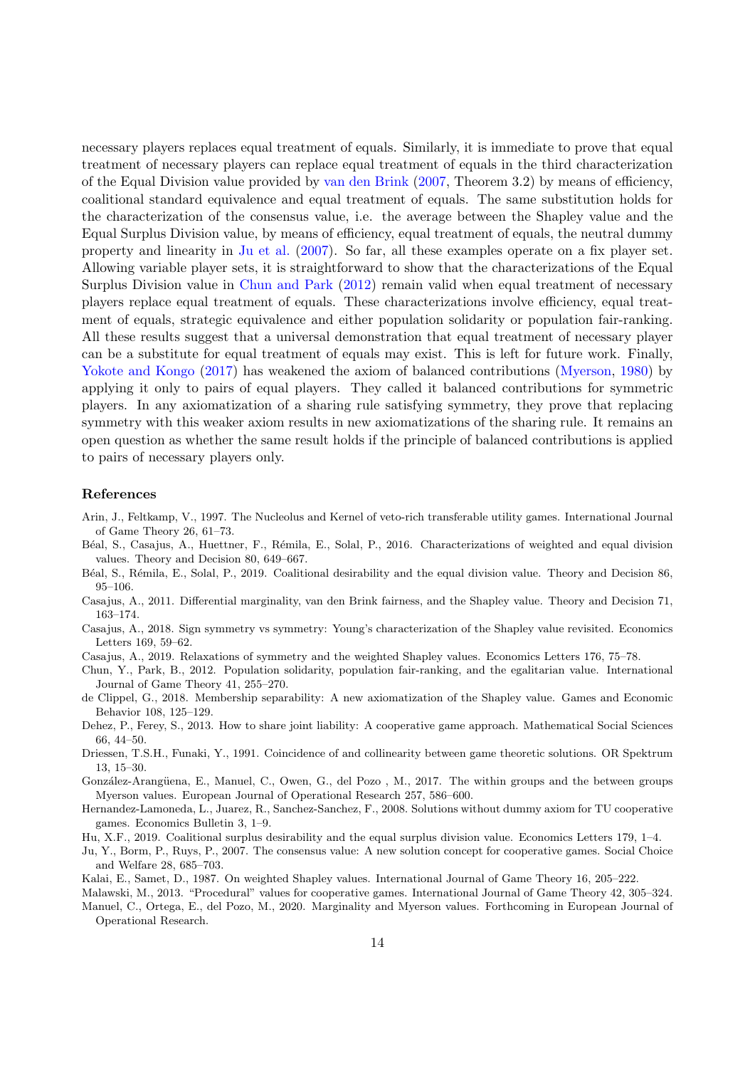necessary players replaces equal treatment of equals. Similarly, it is immediate to prove that equal treatment of necessary players can replace equal treatment of equals in the third characterization of the Equal Division value provided by van den Brink (2007, Theorem 3.2) by means of efficiency, coalitional standard equivalence and equal treatment of equals. The same substitution holds for the characterization of the consensus value, i.e. the average between the Shapley value and the Equal Surplus Division value, by means of efficiency, equal treatment of equals, the neutral dummy property and linearity in Ju et al. (2007). So far, all these examples operate on a fix player set. Allowing variable player sets, it is straightforward to show that the characterizations of the Equal Surplus Division value in Chun and Park (2012) remain valid when equal treatment of necessary players replace equal treatment of equals. These characterizations involve efficiency, equal treatment of equals, strategic equivalence and either population solidarity or population fair-ranking. All these results suggest that a universal demonstration that equal treatment of necessary player can be a substitute for equal treatment of equals may exist. This is left for future work. Finally, Yokote and Kongo (2017) has weakened the axiom of balanced contributions (Myerson, 1980) by applying it only to pairs of equal players. They called it balanced contributions for symmetric players. In any axiomatization of a sharing rule satisfying symmetry, they prove that replacing symmetry with this weaker axiom results in new axiomatizations of the sharing rule. It remains an open question as whether the same result holds if the principle of balanced contributions is applied to pairs of necessary players only.

## References

Arin, J., Feltkamp, V., 1997. The Nucleolus and Kernel of veto-rich transferable utility games. International Journal of Game Theory 26, 61–73.

Béal, S., Casajus, A., Huettner, F., Rémila, E., Solal, P., 2016. Characterizations of weighted and equal division values. Theory and Decision 80, 649–667.

Béal, S., Rémila, E., Solal, P., 2019. Coalitional desirability and the equal division value. Theory and Decision 86, 95–106.

Casajus, A., 2011. Differential marginality, van den Brink fairness, and the Shapley value. Theory and Decision 71, 163–174.

Casajus, A., 2018. Sign symmetry vs symmetry: Young's characterization of the Shapley value revisited. Economics Letters 169, 59–62.

Casajus, A., 2019. Relaxations of symmetry and the weighted Shapley values. Economics Letters 176, 75–78.

Chun, Y., Park, B., 2012. Population solidarity, population fair-ranking, and the egalitarian value. International Journal of Game Theory 41, 255–270.

de Clippel, G., 2018. Membership separability: A new axiomatization of the Shapley value. Games and Economic Behavior 108, 125–129.

Dehez, P., Ferey, S., 2013. How to share joint liability: A cooperative game approach. Mathematical Social Sciences 66, 44–50.

Driessen, T.S.H., Funaki, Y., 1991. Coincidence of and collinearity between game theoretic solutions. OR Spektrum 13, 15–30.

González-Arangüena, E., Manuel, C., Owen, G., del Pozo , M., 2017. The within groups and the between groups Myerson values. European Journal of Operational Research 257, 586–600.

Hernandez-Lamoneda, L., Juarez, R., Sanchez-Sanchez, F., 2008. Solutions without dummy axiom for TU cooperative games. Economics Bulletin 3, 1–9.

Hu, X.F., 2019. Coalitional surplus desirability and the equal surplus division value. Economics Letters 179, 1–4.

Ju, Y., Borm, P., Ruys, P., 2007. The consensus value: A new solution concept for cooperative games. Social Choice and Welfare 28, 685–703.

Kalai, E., Samet, D., 1987. On weighted Shapley values. International Journal of Game Theory 16, 205–222.

Malawski, M., 2013. "Procedural" values for cooperative games. International Journal of Game Theory 42, 305–324.

Manuel, C., Ortega, E., del Pozo, M., 2020. Marginality and Myerson values. Forthcoming in European Journal of Operational Research.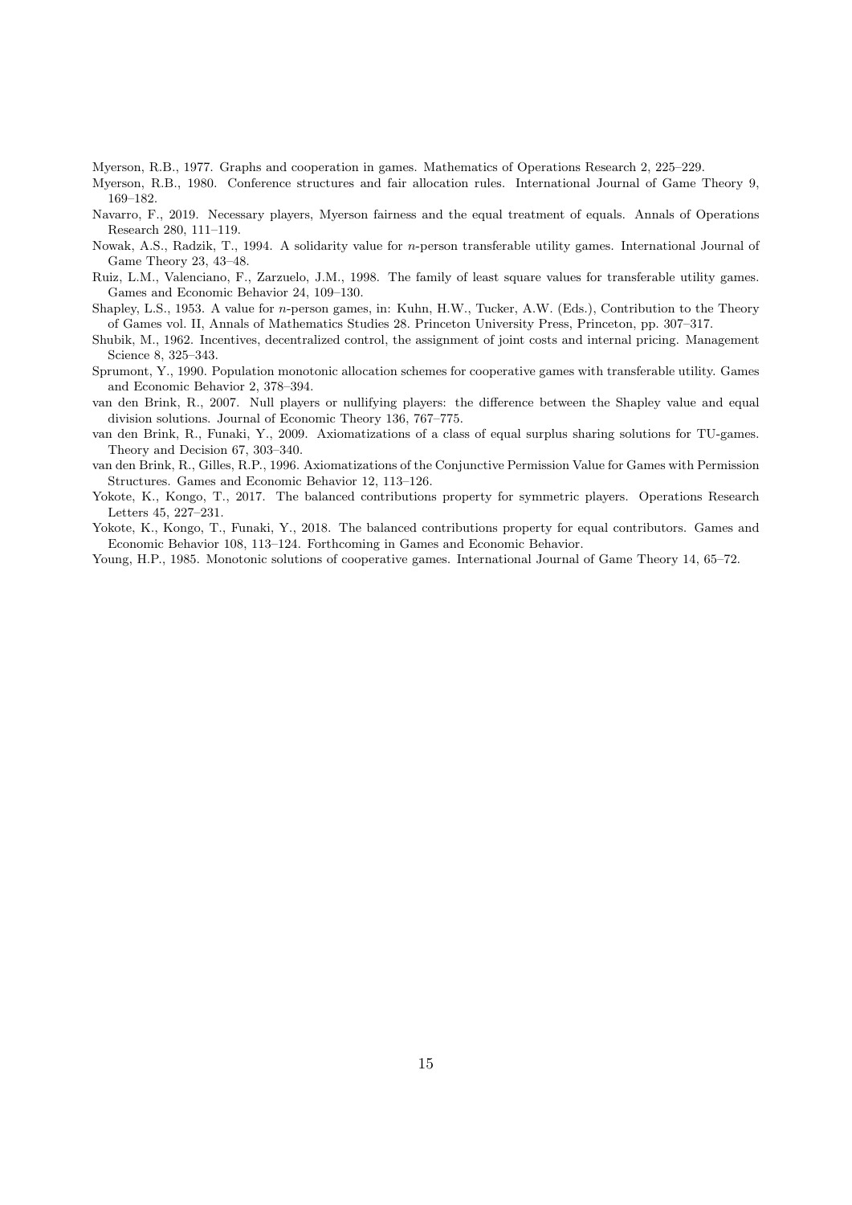Myerson, R.B., 1977. Graphs and cooperation in games. Mathematics of Operations Research 2, 225–229.

Myerson, R.B., 1980. Conference structures and fair allocation rules. International Journal of Game Theory 9, 169–182.

Navarro, F., 2019. Necessary players, Myerson fairness and the equal treatment of equals. Annals of Operations Research 280, 111–119.

Nowak, A.S., Radzik, T., 1994. A solidarity value for $n$-person transferable utility games. International Journal of Game Theory 23, 43–48.

Ruiz, L.M., Valenciano, F., Zarzuelo, J.M., 1998. The family of least square values for transferable utility games. Games and Economic Behavior 24, 109–130.

Shapley, L.S., 1953. A value for $n$-person games, in: Kuhn, H.W., Tucker, A.W. (Eds.), Contribution to the Theory of Games vol. II, Annals of Mathematics Studies 28. Princeton University Press, Princeton, pp. 307–317.

Shubik, M., 1962. Incentives, decentralized control, the assignment of joint costs and internal pricing. Management Science 8, 325–343.

Sprumont, Y., 1990. Population monotonic allocation schemes for cooperative games with transferable utility. Games and Economic Behavior 2, 378–394.

van den Brink, R., 2007. Null players or nullifying players: the difference between the Shapley value and equal division solutions. Journal of Economic Theory 136, 767–775.

van den Brink, R., Funaki, Y., 2009. Axiomatizations of a class of equal surplus sharing solutions for TU-games. Theory and Decision 67, 303–340.

van den Brink, R., Gilles, R.P., 1996. Axiomatizations of the Conjunctive Permission Value for Games with Permission Structures. Games and Economic Behavior 12, 113–126.

Yokote, K., Kongo, T., 2017. The balanced contributions property for symmetric players. Operations Research Letters 45, 227–231.

Yokote, K., Kongo, T., Funaki, Y., 2018. The balanced contributions property for equal contributors. Games and Economic Behavior 108, 113–124. Forthcoming in Games and Economic Behavior.

Young, H.P., 1985. Monotonic solutions of cooperative games. International Journal of Game Theory 14, 65–72.